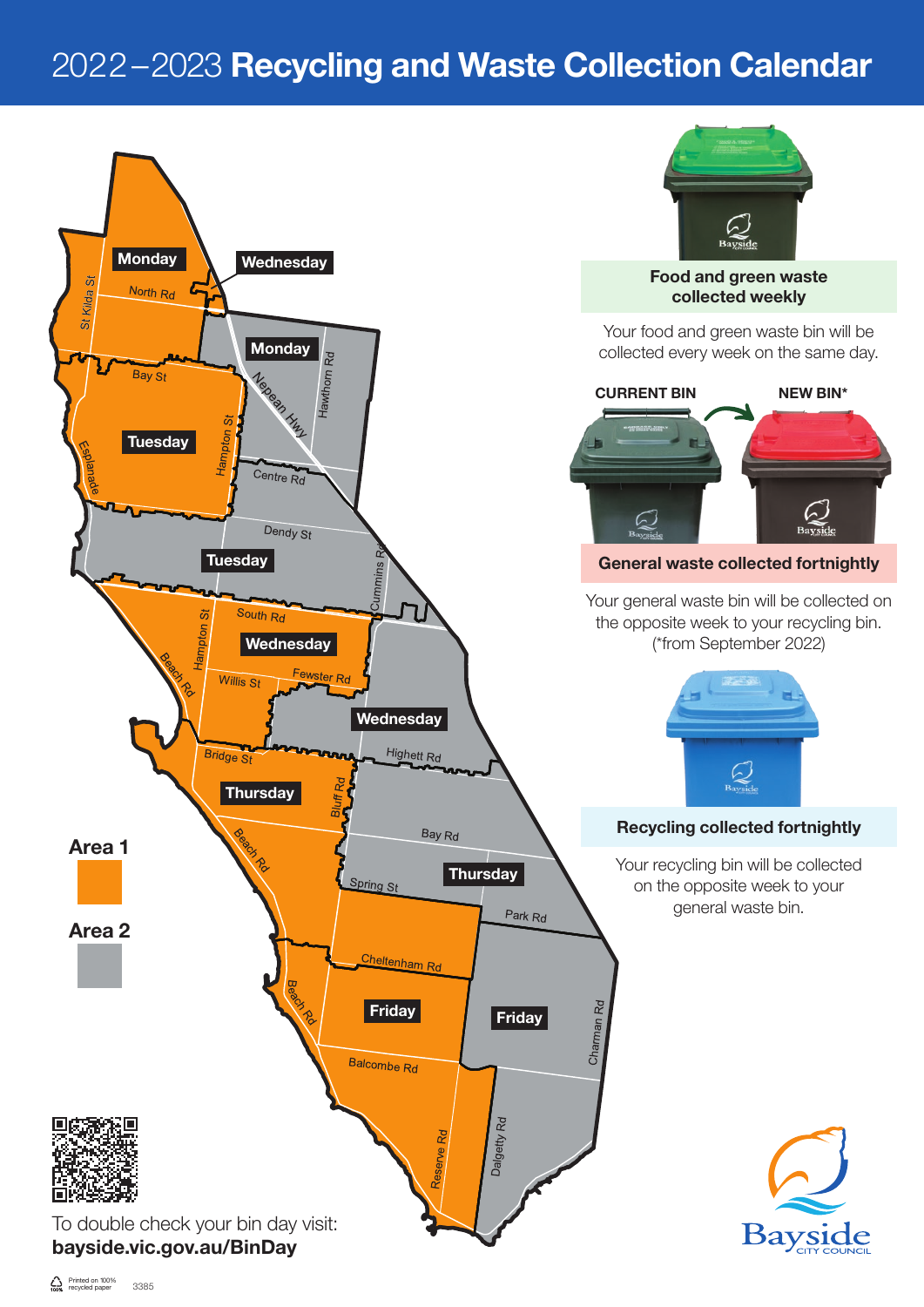# 2022–2023 **Recycling and Waste Collection Calendar**

Monday

Wednesday

North Rd

St Kilda St

Monday

Bay St

Nepean Hwy

Hawthorn Rd

Tuesday

Hampton St

Esplanade

Centre Rd

Dendy St

Tuesday

Cummins Rd

South Rd

Hampton St

Wednesday

Beach Rd

Willis St

Fewster Rd

Wednesday

Bridge St

Highett Rd

Thursday

Bluff Rd

**Area 1**

**Area 2**

Beach Rd

Bay Rd

Spring St

Thursday

Park Rd

Cheltenham Rd

Beach Rd

Friday

Friday

Charman Rd

Balcombe Rd

Reserve Rd

Dalgetty Rd

To double check your bin day visit:
**bayside.vic.gov.au/BinDay**

**Food and green waste collected weekly**

Your food and green waste bin will be collected every week on the same day.

**CURRENT BIN** **NEW BIN***

**General waste collected fortnightly**

Your general waste bin will be collected on the opposite week to your recycling bin. (*from September 2022)

**Recycling collected fortnightly**

Your recycling bin will be collected on the opposite week to your general waste bin.

Bayside CITY COUNCIL

Printed on 100% recycled paper 3385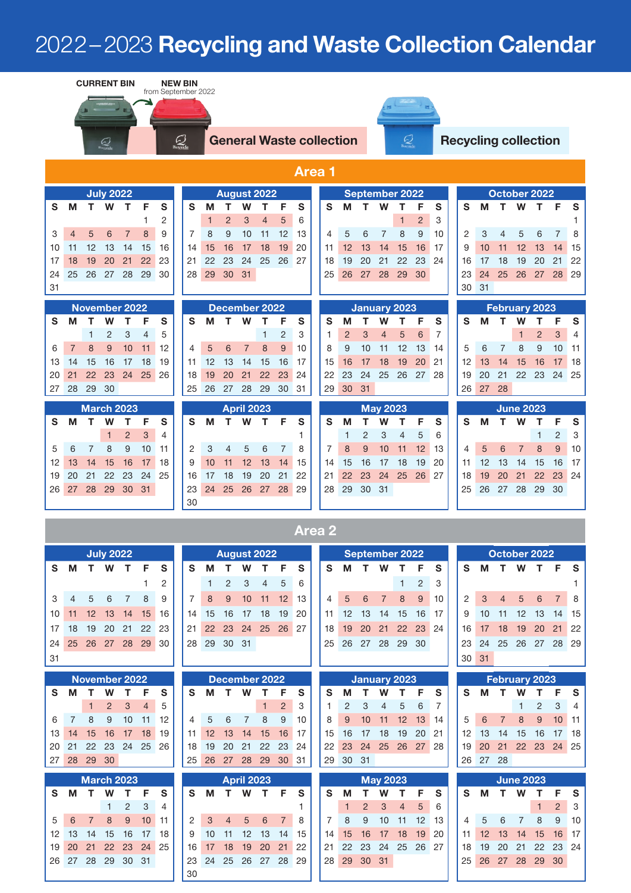# 2022 – 2023 **Recycling and Waste Collection Calendar**

CURRENT BIN

NEW BIN
from September 2022

**General Waste collection**

**Recycling collection**

## Area 1

### July 2022

| S | M | T | W | T | F | S |
|---|---|---|---|---|---|---|
| | | | | | 1 | 2 |
| 3 | 4 | 5 | 6 | 7 | 8 | 9 |
| 10 | 11 | 12 | 13 | 14 | 15 | 16 |
| 17 | 18 | 19 | 20 | 21 | 22 | 23 |
| 24 | 25 | 26 | 27 | 28 | 29 | 30 |
| 31 | | | | | | |

### August 2022

| S | M | T | W | T | F | S |
|---|---|---|---|---|---|---|
| | 1 | 2 | 3 | 4 | 5 | 6 |
| 7 | 8 | 9 | 10 | 11 | 12 | 13 |
| 14 | 15 | 16 | 17 | 18 | 19 | 20 |
| 21 | 22 | 23 | 24 | 25 | 26 | 27 |
| 28 | 29 | 30 | 31 | | | |

### September 2022

| S | M | T | W | T | F | S |
|---|---|---|---|---|---|---|
| | | | | 1 | 2 | 3 |
| 4 | 5 | 6 | 7 | 8 | 9 | 10 |
| 11 | 12 | 13 | 14 | 15 | 16 | 17 |
| 18 | 19 | 20 | 21 | 22 | 23 | 24 |
| 25 | 26 | 27 | 28 | 29 | 30 | |

### October 2022

| S | M | T | W | T | F | S |
|---|---|---|---|---|---|---|
| | | | | | | 1 |
| 2 | 3 | 4 | 5 | 6 | 7 | 8 |
| 9 | 10 | 11 | 12 | 13 | 14 | 15 |
| 16 | 17 | 18 | 19 | 20 | 21 | 22 |
| 23 | 24 | 25 | 26 | 27 | 28 | 29 |
| 30 | 31 | | | | | |

### November 2022

| S | M | T | W | T | F | S |
|---|---|---|---|---|---|---|
| | | 1 | 2 | 3 | 4 | 5 |
| 6 | 7 | 8 | 9 | 10 | 11 | 12 |
| 13 | 14 | 15 | 16 | 17 | 18 | 19 |
| 20 | 21 | 22 | 23 | 24 | 25 | 26 |
| 27 | 28 | 29 | 30 | | | |

### December 2022

| S | M | T | W | T | F | S |
|---|---|---|---|---|---|---|
| | | | | 1 | 2 | 3 |
| 4 | 5 | 6 | 7 | 8 | 9 | 10 |
| 11 | 12 | 13 | 14 | 15 | 16 | 17 |
| 18 | 19 | 20 | 21 | 22 | 23 | 24 |
| 25 | 26 | 27 | 28 | 29 | 30 | 31 |

### January 2023

| S | M | T | W | T | F | S |
|---|---|---|---|---|---|---|
| 1 | 2 | 3 | 4 | 5 | 6 | 7 |
| 8 | 9 | 10 | 11 | 12 | 13 | 14 |
| 15 | 16 | 17 | 18 | 19 | 20 | 21 |
| 22 | 23 | 24 | 25 | 26 | 27 | 28 |
| 29 | 30 | 31 | | | | |

### February 2023

| S | M | T | W | T | F | S |
|---|---|---|---|---|---|---|
| | | | 1 | 2 | 3 | 4 |
| 5 | 6 | 7 | 8 | 9 | 10 | 11 |
| 12 | 13 | 14 | 15 | 16 | 17 | 18 |
| 19 | 20 | 21 | 22 | 23 | 24 | 25 |
| 26 | 27 | 28 | | | | |

### March 2023

| S | M | T | W | T | F | S |
|---|---|---|---|---|---|---|
| | | | 1 | 2 | 3 | 4 |
| 5 | 6 | 7 | 8 | 9 | 10 | 11 |
| 12 | 13 | 14 | 15 | 16 | 17 | 18 |
| 19 | 20 | 21 | 22 | 23 | 24 | 25 |
| 26 | 27 | 28 | 29 | 30 | 31 | |

### April 2023

| S | M | T | W | T | F | S |
|---|---|---|---|---|---|---|
| | | | | | | 1 |
| 2 | 3 | 4 | 5 | 6 | 7 | 8 |
| 9 | 10 | 11 | 12 | 13 | 14 | 15 |
| 16 | 17 | 18 | 19 | 20 | 21 | 22 |
| 23 | 24 | 25 | 26 | 27 | 28 | 29 |
| 30 | | | | | | |

### May 2023

| S | M | T | W | T | F | S |
|---|---|---|---|---|---|---|
| | 1 | 2 | 3 | 4 | 5 | 6 |
| 7 | 8 | 9 | 10 | 11 | 12 | 13 |
| 14 | 15 | 16 | 17 | 18 | 19 | 20 |
| 21 | 22 | 23 | 24 | 25 | 26 | 27 |
| 28 | 29 | 30 | 31 | | | |

### June 2023

| S | M | T | W | T | F | S |
|---|---|---|---|---|---|---|
| | | | | 1 | 2 | 3 |
| 4 | 5 | 6 | 7 | 8 | 9 | 10 |
| 11 | 12 | 13 | 14 | 15 | 16 | 17 |
| 18 | 19 | 20 | 21 | 22 | 23 | 24 |
| 25 | 26 | 27 | 28 | 29 | 30 | |

## Area 2

### July 2022

| S | M | T | W | T | F | S |
|---|---|---|---|---|---|---|
| | | | | | 1 | 2 |
| 3 | 4 | 5 | 6 | 7 | 8 | 9 |
| 10 | 11 | 12 | 13 | 14 | 15 | 16 |
| 17 | 18 | 19 | 20 | 21 | 22 | 23 |
| 24 | 25 | 26 | 27 | 28 | 29 | 30 |
| 31 | | | | | | |

### August 2022

| S | M | T | W | T | F | S |
|---|---|---|---|---|---|---|
| | 1 | 2 | 3 | 4 | 5 | 6 |
| 7 | 8 | 9 | 10 | 11 | 12 | 13 |
| 14 | 15 | 16 | 17 | 18 | 19 | 20 |
| 21 | 22 | 23 | 24 | 25 | 26 | 27 |
| 28 | 29 | 30 | 31 | | | |

### September 2022

| S | M | T | W | T | F | S |
|---|---|---|---|---|---|---|
| | | | | 1 | 2 | 3 |
| 4 | 5 | 6 | 7 | 8 | 9 | 10 |
| 11 | 12 | 13 | 14 | 15 | 16 | 17 |
| 18 | 19 | 20 | 21 | 22 | 23 | 24 |
| 25 | 26 | 27 | 28 | 29 | 30 | |

### October 2022

| S | M | T | W | T | F | S |
|---|---|---|---|---|---|---|
| | | | | | | 1 |
| 2 | 3 | 4 | 5 | 6 | 7 | 8 |
| 9 | 10 | 11 | 12 | 13 | 14 | 15 |
| 16 | 17 | 18 | 19 | 20 | 21 | 22 |
| 23 | 24 | 25 | 26 | 27 | 28 | 29 |
| 30 | 31 | | | | | |

### November 2022

| S | M | T | W | T | F | S |
|---|---|---|---|---|---|---|
| | | 1 | 2 | 3 | 4 | 5 |
| 6 | 7 | 8 | 9 | 10 | 11 | 12 |
| 13 | 14 | 15 | 16 | 17 | 18 | 19 |
| 20 | 21 | 22 | 23 | 24 | 25 | 26 |
| 27 | 28 | 29 | 30 | | | |

### December 2022

| S | M | T | W | T | F | S |
|---|---|---|---|---|---|---|
| | | | | 1 | 2 | 3 |
| 4 | 5 | 6 | 7 | 8 | 9 | 10 |
| 11 | 12 | 13 | 14 | 15 | 16 | 17 |
| 18 | 19 | 20 | 21 | 22 | 23 | 24 |
| 25 | 26 | 27 | 28 | 29 | 30 | 31 |

### January 2023

| S | M | T | W | T | F | S |
|---|---|---|---|---|---|---|
| 1 | 2 | 3 | 4 | 5 | 6 | 7 |
| 8 | 9 | 10 | 11 | 12 | 13 | 14 |
| 15 | 16 | 17 | 18 | 19 | 20 | 21 |
| 22 | 23 | 24 | 25 | 26 | 27 | 28 |
| 29 | 30 | 31 | | | | |

### February 2023

| S | M | T | W | T | F | S |
|---|---|---|---|---|---|---|
| | | | 1 | 2 | 3 | 4 |
| 5 | 6 | 7 | 8 | 9 | 10 | 11 |
| 12 | 13 | 14 | 15 | 16 | 17 | 18 |
| 19 | 20 | 21 | 22 | 23 | 24 | 25 |
| 26 | 27 | 28 | | | | |

### March 2023

| S | M | T | W | T | F | S |
|---|---|---|---|---|---|---|
| | | | 1 | 2 | 3 | 4 |
| 5 | 6 | 7 | 8 | 9 | 10 | 11 |
| 12 | 13 | 14 | 15 | 16 | 17 | 18 |
| 19 | 20 | 21 | 22 | 23 | 24 | 25 |
| 26 | 27 | 28 | 29 | 30 | 31 | |

### April 2023

| S | M | T | W | T | F | S |
|---|---|---|---|---|---|---|
| | | | | | | 1 |
| 2 | 3 | 4 | 5 | 6 | 7 | 8 |
| 9 | 10 | 11 | 12 | 13 | 14 | 15 |
| 16 | 17 | 18 | 19 | 20 | 21 | 22 |
| 23 | 24 | 25 | 26 | 27 | 28 | 29 |
| 30 | | | | | | |

### May 2023

| S | M | T | W | T | F | S |
|---|---|---|---|---|---|---|
| | 1 | 2 | 3 | 4 | 5 | 6 |
| 7 | 8 | 9 | 10 | 11 | 12 | 13 |
| 14 | 15 | 16 | 17 | 18 | 19 | 20 |
| 21 | 22 | 23 | 24 | 25 | 26 | 27 |
| 28 | 29 | 30 | 31 | | | |

### June 2023

| S | M | T | W | T | F | S |
|---|---|---|---|---|---|---|
| | | | | 1 | 2 | 3 |
| 4 | 5 | 6 | 7 | 8 | 9 | 10 |
| 11 | 12 | 13 | 14 | 15 | 16 | 17 |
| 18 | 19 | 20 | 21 | 22 | 23 | 24 |
| 25 | 26 | 27 | 28 | 29 | 30 | |